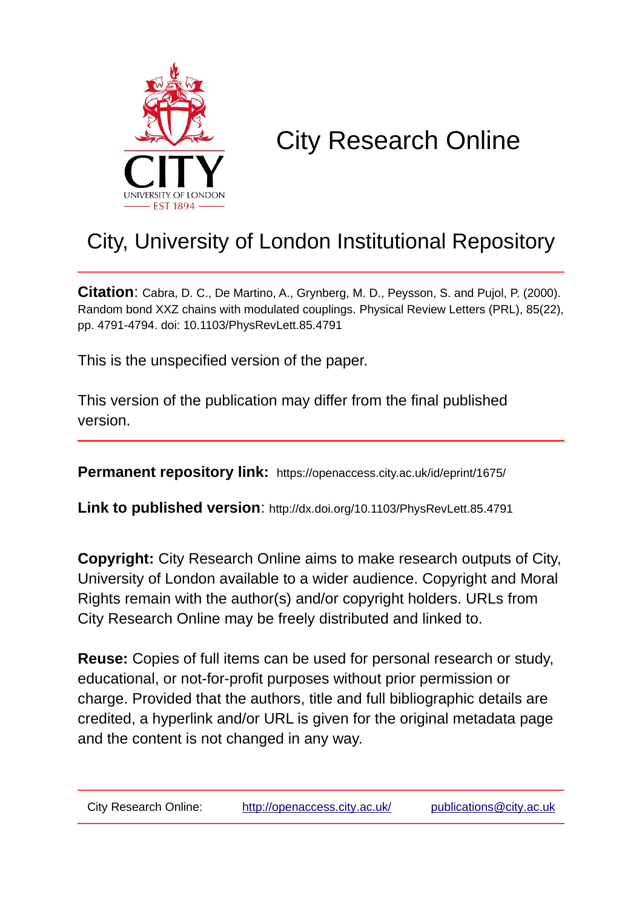# City Research Online

## City, University of London Institutional Repository

**Citation**: Cabra, D. C., De Martino, A., Grynberg, M. D., Peysson, S. and Pujol, P. (2000). Random bond XXZ chains with modulated couplings. Physical Review Letters (PRL), 85(22), pp. 4791-4794. doi: 10.1103/PhysRevLett.85.4791

This is the unspecified version of the paper.

This version of the publication may differ from the final published version.

**Permanent repository link:** https://openaccess.city.ac.uk/id/eprint/1675/

**Link to published version**: http://dx.doi.org/10.1103/PhysRevLett.85.4791

**Copyright:** City Research Online aims to make research outputs of City, University of London available to a wider audience. Copyright and Moral Rights remain with the author(s) and/or copyright holders. URLs from City Research Online may be freely distributed and linked to.

**Reuse:** Copies of full items can be used for personal research or study, educational, or not-for-profit purposes without prior permission or charge. Provided that the authors, title and full bibliographic details are credited, a hyperlink and/or URL is given for the original metadata page and the content is not changed in any way.

City Research Online: http://openaccess.city.ac.uk/ publications@city.ac.uk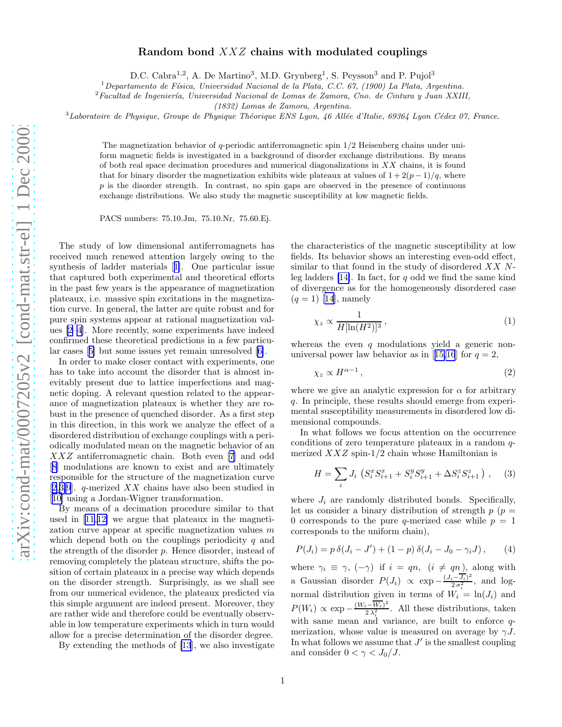# Random bond $XXZ$ chains with modulated couplings

D.C. Cabra[1,2], A. De Martino[3], M.D. Grynberg[1], S. Peysson[3] and P. Pujol[3]

[1] *Departamento de Física, Universidad Nacional de La Plata, C.C. 67, (1900) La Plata, Argentina.*

[2] *Facultad de Ingeniería, Universidad Nacional de Lomas de Zamora, Cno. de Cintura y Juan XXIII, (1832) Lomas de Zamora, Argentina.*

[3] *Laboratoire de Physique, Groupe de Physique Théorique ENS Lyon, 46 Allée d'Italie, 69364 Lyon Cédex 07, France.*

The magnetization behavior of $q$-periodic antiferromagnetic spin 1/2 Heisenberg chains under uniform magnetic fields is investigated in a background of disorder exchange distributions. By means of both real space decimation procedures and numerical diagonalizations in $XX$ chains, it is found that for binary disorder the magnetization exhibits wide plateaus at values of $1 + 2(p - 1)/q$, where $p$ is the disorder strength. In contrast, no spin gaps are observed in the presence of continuous exchange distributions. We also study the magnetic susceptibility at low magnetic fields.

PACS numbers: 75.10.Jm, 75.10.Nr, 75.60.Ej.

The study of low dimensional antiferromagnets has received much renewed attention largely owing to the synthesis of ladder materials [1]. One particular issue that captured both experimental and theoretical efforts in the past few years is the appearance of magnetization plateaus, i.e. massive spin excitations in the magnetization curve. In general, the latter are quite robust and for pure spin systems appear at rational magnetization values [2–4]. More recently, some experiments have indeed confirmed these theoretical predictions in a few particular cases [5] but some issues yet remain unresolved [6].

In order to make closer contact with experiments, one has to take into account the disorder that is almost inevitably present due to lattice imperfections and magnetic doping. A relevant question related to the appearance of magnetization plateaus is whether they are robust in the presence of quenched disorder. As a first step in this direction, in this work we analyze the effect of a disordered distribution of exchange couplings with a periodically modulated mean on the magnetic behavior of an $XXZ$ antiferromagnetic chain. Both even [7] and odd [8] modulations are known to exist and are ultimately responsible for the structure of the magnetization curve [2,3,9]. $q$-merized $XX$ chains have also been studied in [10] using a Jordan-Wigner transformation.

By means of a decimation procedure similar to that used in [11,12] we argue that plateaux in the magnetization curve appear at specific magnetization values $m$ which depend both on the couplings periodicity $q$ and the strength of the disorder $p$. Hence disorder, instead of removing completely the plateau structure, shifts the position of certain plateaux in a precise way which depends on the disorder strength. Surprisingly, as we shall see from our numerical evidence, the plateaus predicted via this simple argument are indeed present. Moreover, they are rather wide and therefore could be eventually observable in low temperature experiments which in turn would allow for a precise determination of the disorder degree.

By extending the methods of [13], we also investigate the characteristics of the magnetic susceptibility at low fields. Its behavior shows an interesting even-odd effect, similar to that found in the study of disordered $XX$ $N$-leg ladders [14]. In fact, for $q$ odd we find the same kind of divergence as for the homogeneously disordered case ($q = 1$) [14], namely

$$\chi_z \propto \frac{1}{H[\ln(H^2)]^3}\,, \qquad (1)$$

whereas the even $q$ modulations yield a generic non-universal power law behavior as in [15,16] for $q = 2$,

$$\chi_z \propto H^{\alpha-1}\,, \qquad (2)$$

where we give an analytic expression for $\alpha$ for arbitrary $q$. In principle, these results should emerge from experimental susceptibility measurements in disordered low dimensional compounds.

In what follows we focus attention on the occurrence conditions of zero temperature plateaus in a random $q$-merized $XXZ$ spin-1/2 chain whose Hamiltonian is

$$H = \sum_i J_i \left( S^x_i S^x_{i+1} + S^y_i S^y_{i+1} + \Delta S^z_i S^z_{i+1} \right)\,, \qquad (3)$$

where $J_i$ are randomly distributed bonds. Specifically, let us consider a binary distribution of strength $p$ ($p = 0$ corresponds to the pure $q$-merized case while $p = 1$ corresponds to the uniform chain),

$$P(J_i) = p\,\delta(J_i - J') + (1-p)\,\delta(J_i - J_0 - \gamma_i J)\,, \qquad (4)$$

where $\gamma_i \equiv \gamma,\ (-\gamma)$ if $i = qn,\ (i \neq qn)$, along with a Gaussian disorder $P(J_i) \propto \exp -\frac{(J_i - \overline{J_i})^2}{2\,\sigma_i^2}$, and log-normal distribution given in terms of $W_i = \ln(J_i)$ and $P(W_i) \propto \exp -\frac{(W_i - \overline{W_i})^2}{2\,\lambda_i^2}$. All these distributions, taken with same mean and variance, are built to enforce $q$-merization, whose value is measured on average by $\gamma J$. In what follows we assume that $J'$ is the smallest coupling and consider $0 < \gamma < J_0/J$.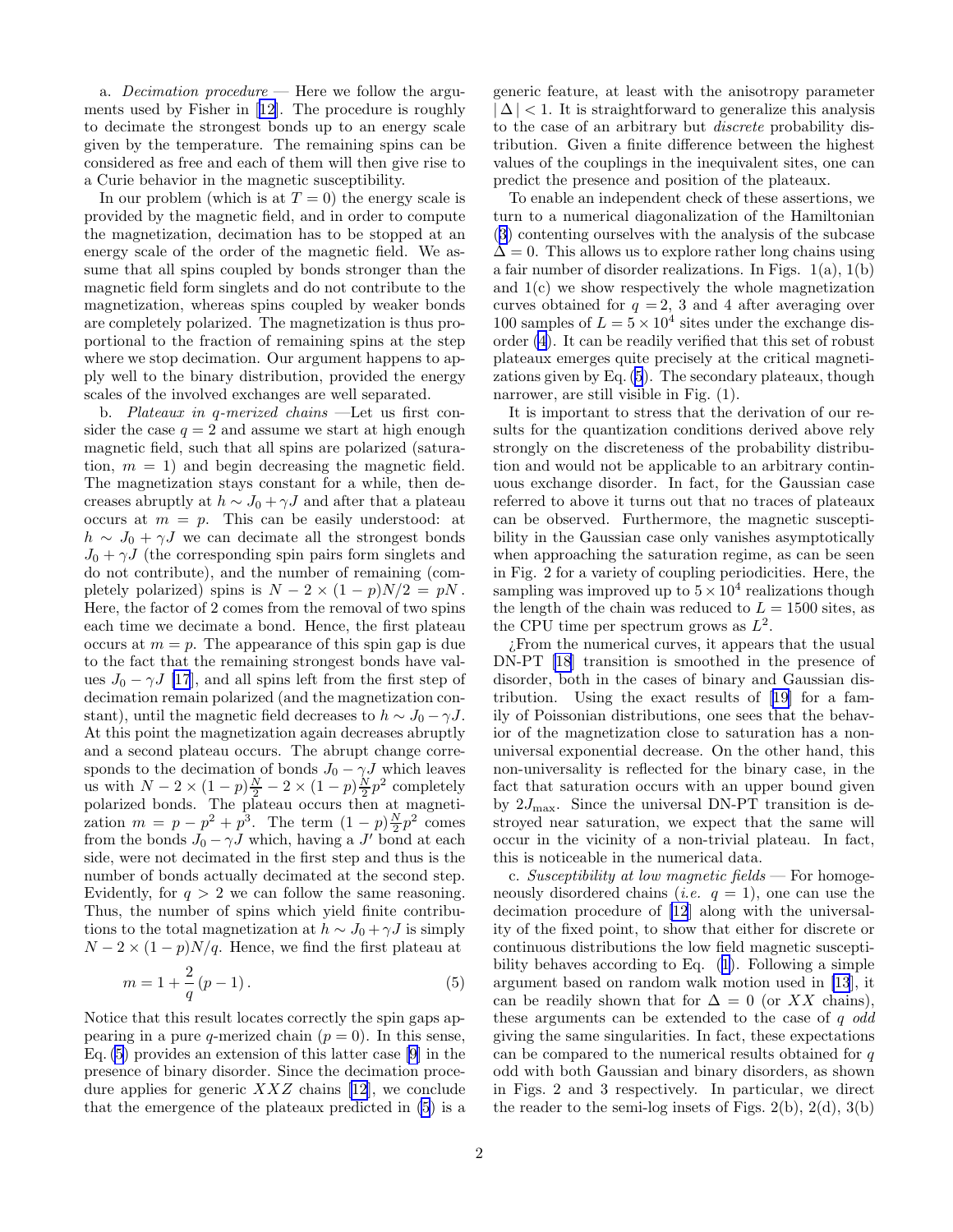a. *Decimation procedure* — Here we follow the arguments used by Fisher in [12]. The procedure is roughly to decimate the strongest bonds up to an energy scale given by the temperature. The remaining spins can be considered as free and each of them will then give rise to a Curie behavior in the magnetic susceptibility.

In our problem (which is at $T = 0$) the energy scale is provided by the magnetic field, and in order to compute the magnetization, decimation has to be stopped at an energy scale of the order of the magnetic field. We assume that all spins coupled by bonds stronger than the magnetic field form singlets and do not contribute to the magnetization, whereas spins coupled by weaker bonds are completely polarized. The magnetization is thus proportional to the fraction of remaining spins at the step where we stop decimation. Our argument happens to apply well to the binary distribution, provided the energy scales of the involved exchanges are well separated.

b. *Plateaux in q-merized chains* —Let us first consider the case $q = 2$ and assume we start at high enough magnetic field, such that all spins are polarized (saturation, $m = 1$) and begin decreasing the magnetic field. The magnetization stays constant for a while, then decreases abruptly at $h \sim J_0 + \gamma J$ and after that a plateau occurs at $m = p$. This can be easily understood: at $h \sim J_0 + \gamma J$ we can decimate all the strongest bonds $J_0 + \gamma J$ (the corresponding spin pairs form singlets and do not contribute), and the number of remaining (completely polarized) spins is $N - 2 \times (1 - p)N/2 = pN$. Here, the factor of 2 comes from the removal of two spins each time we decimate a bond. Hence, the first plateau occurs at $m = p$. The appearance of this spin gap is due to the fact that the remaining strongest bonds have values $J_0 - \gamma J$ [17], and all spins left from the first step of decimation remain polarized (and the magnetization constant), until the magnetic field decreases to $h \sim J_0 - \gamma J$. At this point the magnetization again decreases abruptly and a second plateau occurs. The abrupt change corresponds to the decimation of bonds $J_0 - \gamma J$ which leaves us with $N - 2 \times (1-p)\frac{N}{2} - 2 \times (1-p)\frac{N}{2}p^2$ completely polarized bonds. The plateau occurs then at magnetization $m = p - p^2 + p^3$. The term $(1-p)\frac{N}{2}p^2$ comes from the bonds $J_0 - \gamma J$ which, having a $J'$ bond at each side, were not decimated in the first step and thus is the number of bonds actually decimated at the second step. Evidently, for $q > 2$ we can follow the same reasoning. Thus, the number of spins which yield finite contributions to the total magnetization at $h \sim J_0 + \gamma J$ is simply $N - 2 \times (1 - p)N/q$. Hence, we find the first plateau at

$$m = 1 + \frac{2}{q}\,(p - 1)\,. \tag{5}$$

Notice that this result locates correctly the spin gaps appearing in a pure $q$-merized chain ($p = 0$). In this sense, Eq. (5) provides an extension of this latter case [9] in the presence of binary disorder. Since the decimation procedure applies for generic $XXZ$ chains [12], we conclude that the emergence of the plateaux predicted in (5) is a generic feature, at least with the anisotropy parameter $|\,\Delta\,| < 1$. It is straightforward to generalize this analysis to the case of an arbitrary but *discrete* probability distribution. Given a finite difference between the highest values of the couplings in the inequivalent sites, one can predict the presence and position of the plateaux.

To enable an independent check of these assertions, we turn to a numerical diagonalization of the Hamiltonian (3) contenting ourselves with the analysis of the subcase $\Delta = 0$. This allows us to explore rather long chains using a fair number of disorder realizations. In Figs. 1(a), 1(b) and 1(c) we show respectively the whole magnetization curves obtained for $q = 2$, 3 and 4 after averaging over 100 samples of $L = 5 \times 10^4$ sites under the exchange disorder (4). It can be readily verified that this set of robust plateaux emerges quite precisely at the critical magnetizations given by Eq. (5). The secondary plateaux, though narrower, are still visible in Fig. (1).

It is important to stress that the derivation of our results for the quantization conditions derived above rely strongly on the discreteness of the probability distribution and would not be applicable to an arbitrary continuous exchange disorder. In fact, for the Gaussian case referred to above it turns out that no traces of plateaux can be observed. Furthermore, the magnetic susceptibility in the Gaussian case only vanishes asymptotically when approaching the saturation regime, as can be seen in Fig. 2 for a variety of coupling periodicities. Here, the sampling was improved up to $5 \times 10^4$ realizations though the length of the chain was reduced to $L = 1500$ sites, as the CPU time per spectrum grows as $L^2$.

¿From the numerical curves, it appears that the usual DN-PT [18] transition is smoothed in the presence of disorder, both in the cases of binary and Gaussian distribution. Using the exact results of [19] for a family of Poissonian distributions, one sees that the behavior of the magnetization close to saturation has a non-universal exponential decrease. On the other hand, this non-universality is reflected for the binary case, in the fact that saturation occurs with an upper bound given by $2J_{\rm max}$. Since the universal DN-PT transition is destroyed near saturation, we expect that the same will occur in the vicinity of a non-trivial plateau. In fact, this is noticeable in the numerical data.

c. *Susceptibility at low magnetic fields* — For homogeneously disordered chains (*i.e.* $q = 1$), one can use the decimation procedure of [12] along with the universality of the fixed point, to show that either for discrete or continuous distributions the low field magnetic susceptibility behaves according to Eq. (1). Following a simple argument based on random walk motion used in [13], it can be readily shown that for $\Delta = 0$ (or $XX$ chains), these arguments can be extended to the case of $q$ *odd* giving the same singularities. In fact, these expectations can be compared to the numerical results obtained for $q$ odd with both Gaussian and binary disorders, as shown in Figs. 2 and 3 respectively. In particular, we direct the reader to the semi-log insets of Figs. 2(b), 2(d), 3(b)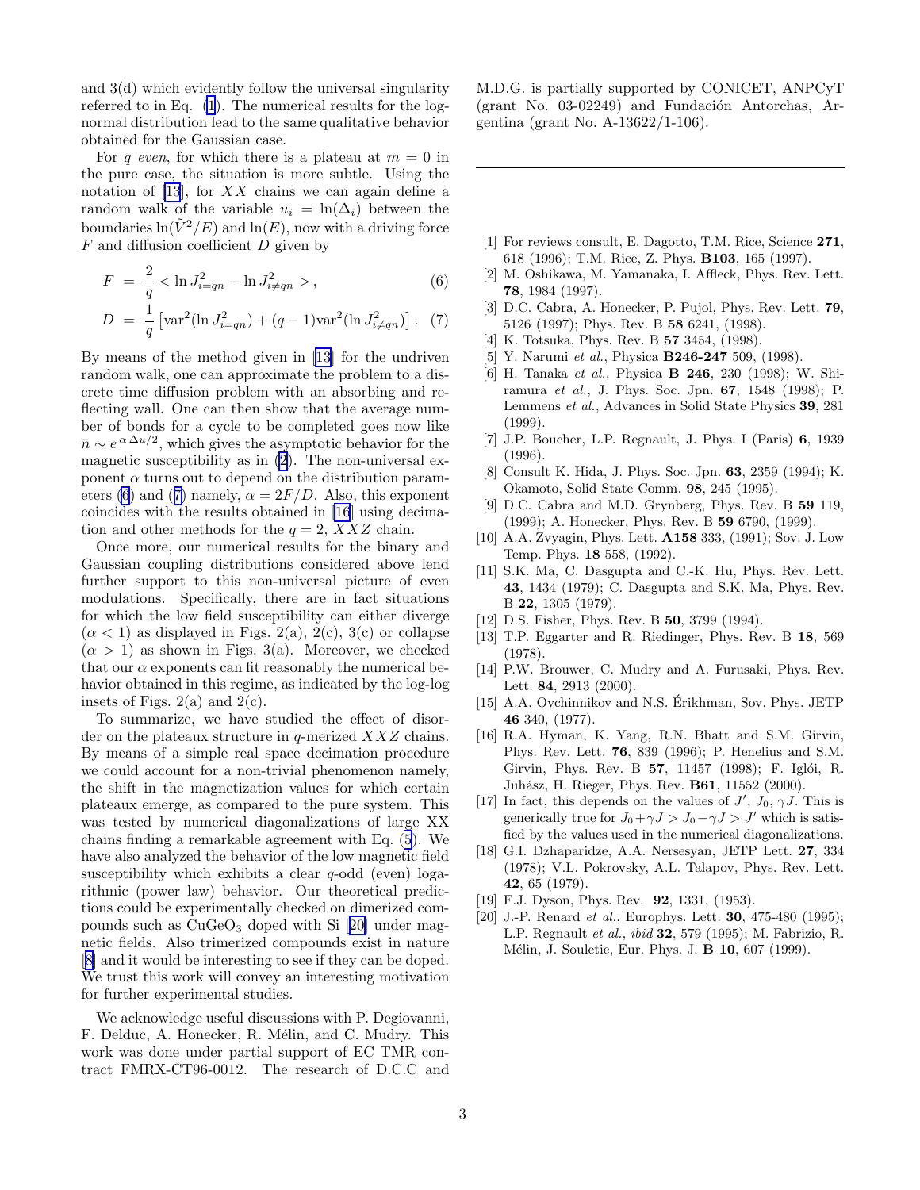and 3(d) which evidently follow the universal singularity referred to in Eq. (1). The numerical results for the log-normal distribution lead to the same qualitative behavior obtained for the Gaussian case.

For $q$ *even*, for which there is a plateau at $m = 0$ in the pure case, the situation is more subtle. Using the notation of [13], for $XX$ chains we can again define a random walk of the variable $u_i = \ln(\Delta_i)$ between the boundaries $\ln(\tilde{V}^2/E)$ and $\ln(E)$, now with a driving force $F$ and diffusion coefficient $D$ given by

$$F = \frac{2}{q} < \ln J^2_{i=qn} - \ln J^2_{i \neq qn} > , \qquad (6)$$

$$D = \frac{1}{q} \left[ \text{var}^2(\ln J^2_{i=qn}) + (q-1)\text{var}^2(\ln J^2_{i \neq qn}) \right] . \qquad (7)$$

By means of the method given in [13] for the undriven random walk, one can approximate the problem to a discrete time diffusion problem with an absorbing and reflecting wall. One can then show that the average number of bonds for a cycle to be completed goes now like $\bar{n} \sim e^{\alpha \, \Delta u / 2}$, which gives the asymptotic behavior for the magnetic susceptibility as in (2). The non-universal exponent $\alpha$ turns out to depend on the distribution parameters (6) and (7) namely, $\alpha = 2F/D$. Also, this exponent coincides with the results obtained in [16] using decimation and other methods for the $q = 2$, $XXZ$ chain.

Once more, our numerical results for the binary and Gaussian coupling distributions considered above lend further support to this non-universal picture of even modulations. Specifically, there are in fact situations for which the low field susceptibility can either diverge ($\alpha < 1$) as displayed in Figs. 2(a), 2(c), 3(c) or collapse ($\alpha > 1$) as shown in Figs. 3(a). Moreover, we checked that our $\alpha$ exponents can fit reasonably the numerical behavior obtained in this regime, as indicated by the log-log insets of Figs. 2(a) and 2(c).

To summarize, we have studied the effect of disorder on the plateaux structure in $q$-merized $XXZ$ chains. By means of a simple real space decimation procedure we could account for a non-trivial phenomenon namely, the shift in the magnetization values for which certain plateaux emerge, as compared to the pure system. This was tested by numerical diagonalizations of large XX chains finding a remarkable agreement with Eq. (5). We have also analyzed the behavior of the low magnetic field susceptibility which exhibits a clear $q$-odd (even) logarithmic (power law) behavior. Our theoretical predictions could be experimentally checked on dimerized compounds such as $CuGeO_3$ doped with Si [20] under magnetic fields. Also trimerized compounds exist in nature [8] and it would be interesting to see if they can be doped. We trust this work will convey an interesting motivation for further experimental studies.

We acknowledge useful discussions with P. Degiovanni, F. Delduc, A. Honecker, R. Mélin, and C. Mudry. This work was done under partial support of EC TMR contract FMRX-CT96-0012. The research of D.C.C and M.D.G. is partially supported by CONICET, ANPCyT (grant No. 03-02249) and Fundación Antorchas, Argentina (grant No. A-13622/1-106).

---

[1] For reviews consult, E. Dagotto, T.M. Rice, Science **271**, 618 (1996); T.M. Rice, Z. Phys. **B103**, 165 (1997).

[2] M. Oshikawa, M. Yamanaka, I. Affleck, Phys. Rev. Lett. **78**, 1984 (1997).

[3] D.C. Cabra, A. Honecker, P. Pujol, Phys. Rev. Lett. **79**, 5126 (1997); Phys. Rev. B **58** 6241, (1998).

[4] K. Totsuka, Phys. Rev. B **57** 3454, (1998).

[5] Y. Narumi *et al.*, Physica **B246-247** 509, (1998).

[6] H. Tanaka *et al.*, Physica **B 246**, 230 (1998); W. Shiramura *et al.*, J. Phys. Soc. Jpn. **67**, 1548 (1998); P. Lemmens *et al.*, Advances in Solid State Physics **39**, 281 (1999).

[7] J.P. Boucher, L.P. Regnault, J. Phys. I (Paris) **6**, 1939 (1996).

[8] Consult K. Hida, J. Phys. Soc. Jpn. **63**, 2359 (1994); K. Okamoto, Solid State Comm. **98**, 245 (1995).

[9] D.C. Cabra and M.D. Grynberg, Phys. Rev. B **59** 119, (1999); A. Honecker, Phys. Rev. B **59** 6790, (1999).

[10] A.A. Zvyagin, Phys. Lett. **A158** 333, (1991); Sov. J. Low Temp. Phys. **18** 558, (1992).

[11] S.K. Ma, C. Dasgupta and C.-K. Hu, Phys. Rev. Lett. **43**, 1434 (1979); C. Dasgupta and S.K. Ma, Phys. Rev. B **22**, 1305 (1979).

[12] D.S. Fisher, Phys. Rev. B **50**, 3799 (1994).

[13] T.P. Eggarter and R. Riedinger, Phys. Rev. B **18**, 569 (1978).

[14] P.W. Brouwer, C. Mudry and A. Furusaki, Phys. Rev. Lett. **84**, 2913 (2000).

[15] A.A. Ovchinnikov and N.S. Érikhman, Sov. Phys. JETP **46** 340, (1977).

[16] R.A. Hyman, K. Yang, R.N. Bhatt and S.M. Girvin, Phys. Rev. Lett. **76**, 839 (1996); P. Henelius and S.M. Girvin, Phys. Rev. B **57**, 11457 (1998); F. Iglói, R. Juhász, H. Rieger, Phys. Rev. **B61**, 11552 (2000).

[17] In fact, this depends on the values of $J'$, $J_0$, $\gamma J$. This is generically true for $J_0 + \gamma J > J_0 - \gamma J > J'$ which is satisfied by the values used in the numerical diagonalizations.

[18] G.I. Dzhaparidze, A.A. Nersesyan, JETP Lett. **27**, 334 (1978); V.L. Pokrovsky, A.L. Talapov, Phys. Rev. Lett. **42**, 65 (1979).

[19] F.J. Dyson, Phys. Rev. **92**, 1331, (1953).

[20] J.-P. Renard *et al.*, Europhys. Lett. **30**, 475-480 (1995); L.P. Regnault *et al.*, *ibid* **32**, 579 (1995); M. Fabrizio, R. Mélin, J. Souletie, Eur. Phys. J. **B 10**, 607 (1999).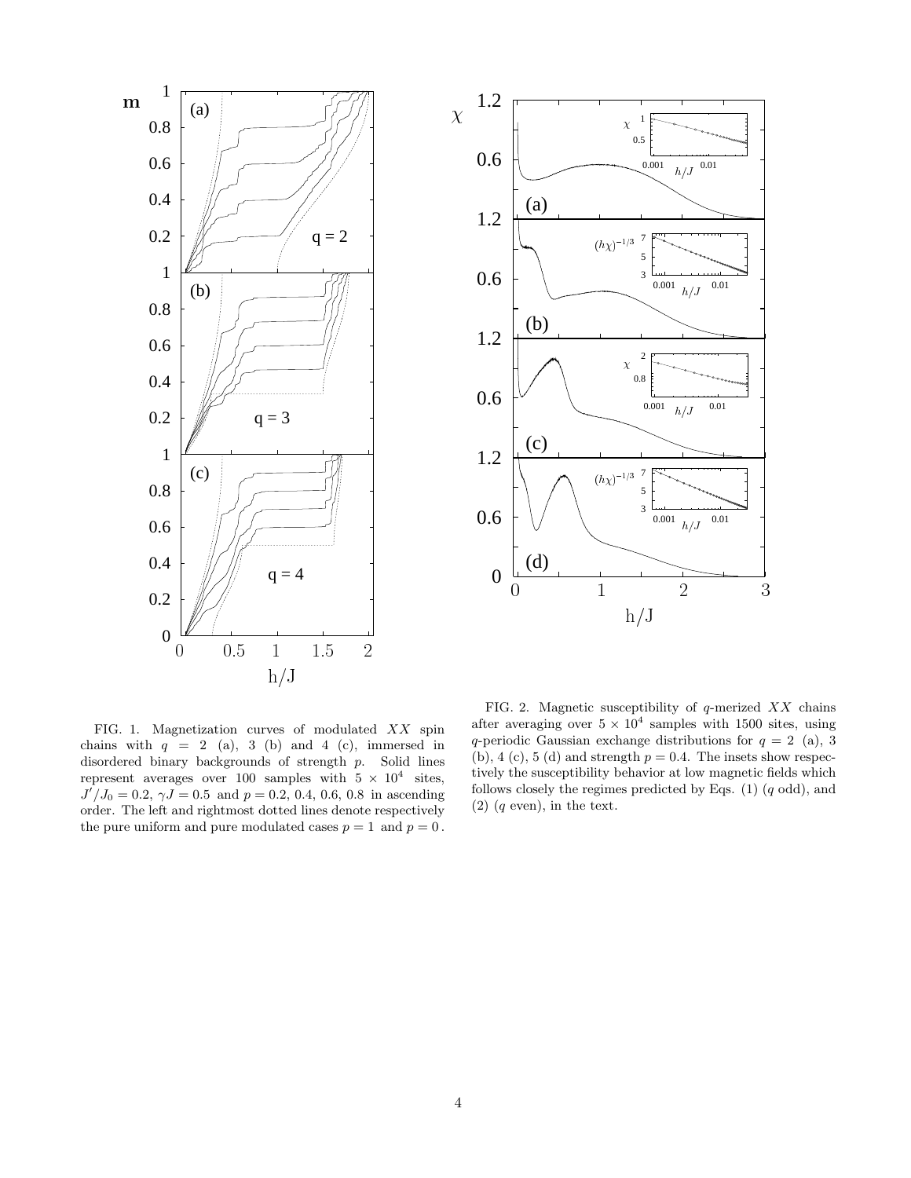FIG. 1. Magnetization curves of modulated $XX$ spin chains with $q = 2$ (a), 3 (b) and 4 (c), immersed in disordered binary backgrounds of strength $p$. Solid lines represent averages over 100 samples with $5 \times 10^4$ sites, $J'/J_0 = 0.2$, $\gamma J = 0.5$ and $p = 0.2$, 0.4, 0.6, 0.8 in ascending order. The left and rightmost dotted lines denote respectively the pure uniform and pure modulated cases $p = 1$ and $p = 0$.

FIG. 2. Magnetic susceptibility of $q$-merized $XX$ chains after averaging over $5 \times 10^4$ samples with 1500 sites, using $q$-periodic Gaussian exchange distributions for $q = 2$ (a), 3 (b), 4 (c), 5 (d) and strength $p = 0.4$. The insets show respectively the susceptibility behavior at low magnetic fields which follows closely the regimes predicted by Eqs. (1) ($q$ odd), and (2) ($q$ even), in the text.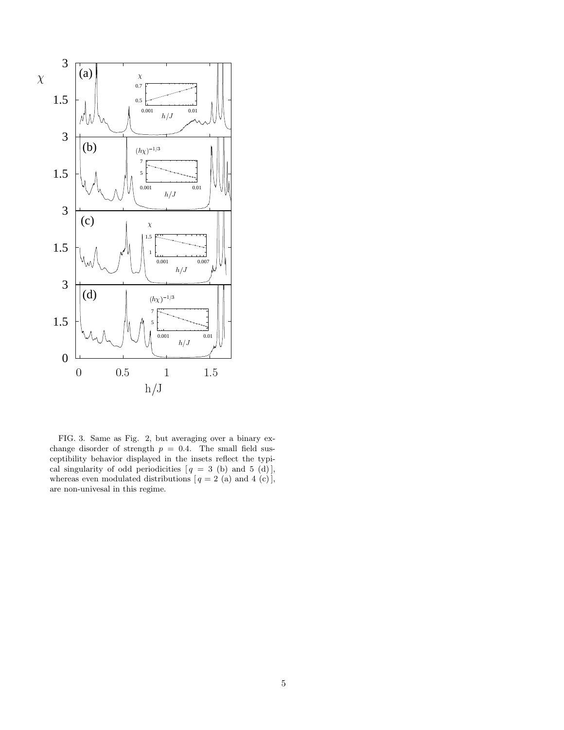χ

3
(a)
χ
0.7
0.5
0.001
0.01
$h/J$
1.5

3
(b)
$(h\chi)^{-1/3}$
7
5
0.001
0.01
$h/J$
1.5

3
(c)
χ
1.5
1
0.001
0.007
$h/J$
1.5

3
(d)
$(h\chi)^{-1/3}$
7
5
0.001
0.01
$h/J$
1.5
0

0
0.5
1
1.5
h/J

FIG. 3. Same as Fig. 2, but averaging over a binary exchange disorder of strength $p = 0.4$. The small field susceptibility behavior displayed in the insets reflect the typical singularity of odd periodicities [ $q = 3$ (b) and 5 (d) ], whereas even modulated distributions [ $q = 2$ (a) and 4 (c) ], are non-univesal in this regime.